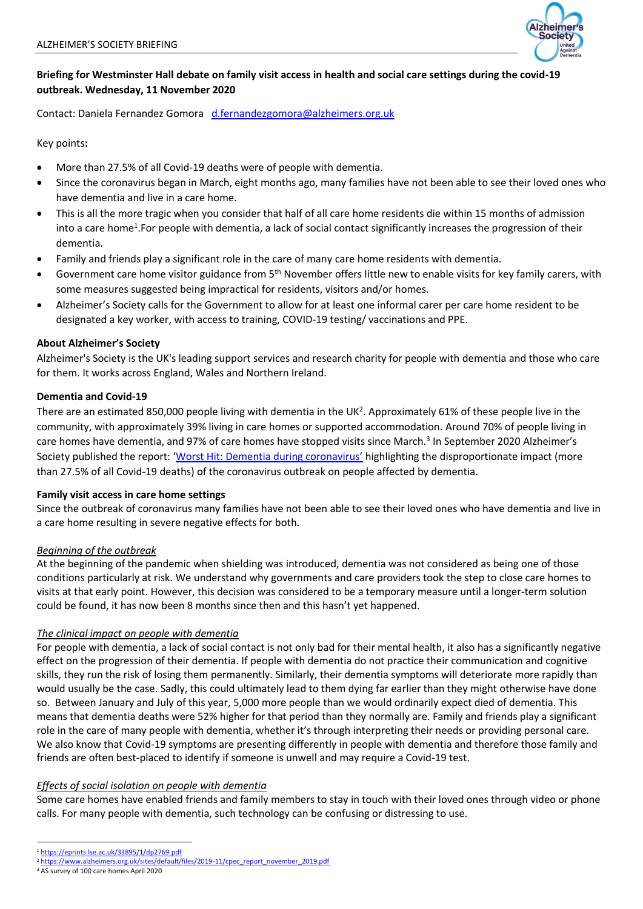# Briefing for Westminster Hall debate on family visit access in health and social care settings during the covid-19 outbreak. Wednesday, 11 November 2020

Contact: Daniela Fernandez Gomora [d.fernandezgomora@alzheimers.org.uk](mailto:d.fernandezgomora@alzheimers.org.uk)

Key points**:**

- More than 27.5% of all Covid-19 deaths were of people with dementia.
- Since the coronavirus began in March, eight months ago, many families have not been able to see their loved ones who have dementia and live in a care home.
- This is all the more tragic when you consider that half of all care home residents die within 15 months of admission into a care home[1].For people with dementia, a lack of social contact significantly increases the progression of their dementia.
- Family and friends play a significant role in the care of many care home residents with dementia.
- Government care home visitor guidance from 5th November offers little new to enable visits for key family carers, with some measures suggested being impractical for residents, visitors and/or homes.
- Alzheimer's Society calls for the Government to allow for at least one informal carer per care home resident to be designated a key worker, with access to training, COVID-19 testing/ vaccinations and PPE.

## About Alzheimer's Society

Alzheimer's Society is the UK's leading support services and research charity for people with dementia and those who care for them. It works across England, Wales and Northern Ireland.

## Dementia and Covid-19

There are an estimated 850,000 people living with dementia in the UK[2]. Approximately 61% of these people live in the community, with approximately 39% living in care homes or supported accommodation. Around 70% of people living in care homes have dementia, and 97% of care homes have stopped visits since March.[3] In September 2020 Alzheimer's Society published the report: '[Worst Hit: Dementia during coronavirus'](#) highlighting the disproportionate impact (more than 27.5% of all Covid-19 deaths) of the coronavirus outbreak on people affected by dementia.

## Family visit access in care home settings

Since the outbreak of coronavirus many families have not been able to see their loved ones who have dementia and live in a care home resulting in severe negative effects for both.

### *Beginning of the outbreak*

At the beginning of the pandemic when shielding was introduced, dementia was not considered as being one of those conditions particularly at risk. We understand why governments and care providers took the step to close care homes to visits at that early point. However, this decision was considered to be a temporary measure until a longer-term solution could be found, it has now been 8 months since then and this hasn't yet happened.

### *The clinical impact on people with dementia*

For people with dementia, a lack of social contact is not only bad for their mental health, it also has a significantly negative effect on the progression of their dementia. If people with dementia do not practice their communication and cognitive skills, they run the risk of losing them permanently. Similarly, their dementia symptoms will deteriorate more rapidly than would usually be the case. Sadly, this could ultimately lead to them dying far earlier than they might otherwise have done so. Between January and July of this year, 5,000 more people than we would ordinarily expect died of dementia. This means that dementia deaths were 52% higher for that period than they normally are. Family and friends play a significant role in the care of many people with dementia, whether it's through interpreting their needs or providing personal care. We also know that Covid-19 symptoms are presenting differently in people with dementia and therefore those family and friends are often best-placed to identify if someone is unwell and may require a Covid-19 test.

### *Effects of social isolation on people with dementia*

Some care homes have enabled friends and family members to stay in touch with their loved ones through video or phone calls. For many people with dementia, such technology can be confusing or distressing to use.

---

[1] https://eprints.lse.ac.uk/33895/1/dp2769.pdf
[2] https://www.alzheimers.org.uk/sites/default/files/2019-11/cpec_report_november_2019.pdf
[3] AS survey of 100 care homes April 2020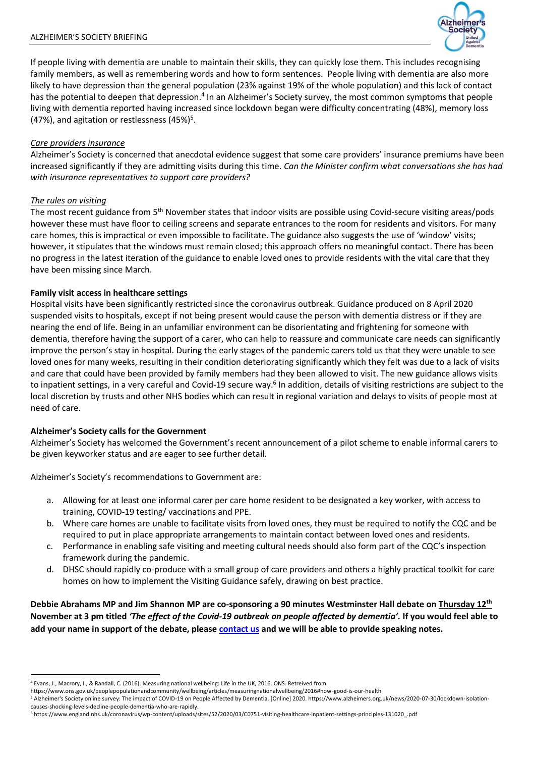If people living with dementia are unable to maintain their skills, they can quickly lose them. This includes recognising family members, as well as remembering words and how to form sentences. People living with dementia are also more likely to have depression than the general population (23% against 19% of the whole population) and this lack of contact has the potential to deepen that depression.[4] In an Alzheimer's Society survey, the most common symptoms that people living with dementia reported having increased since lockdown began were difficulty concentrating (48%), memory loss (47%), and agitation or restlessness (45%)[5].

*Care providers insurance*

Alzheimer's Society is concerned that anecdotal evidence suggest that some care providers' insurance premiums have been increased significantly if they are admitting visits during this time. *Can the Minister confirm what conversations she has had with insurance representatives to support care providers?*

*The rules on visiting*

The most recent guidance from 5th November states that indoor visits are possible using Covid-secure visiting areas/pods however these must have floor to ceiling screens and separate entrances to the room for residents and visitors. For many care homes, this is impractical or even impossible to facilitate. The guidance also suggests the use of 'window' visits; however, it stipulates that the windows must remain closed; this approach offers no meaningful contact. There has been no progress in the latest iteration of the guidance to enable loved ones to provide residents with the vital care that they have been missing since March.

**Family visit access in healthcare settings**

Hospital visits have been significantly restricted since the coronavirus outbreak. Guidance produced on 8 April 2020 suspended visits to hospitals, except if not being present would cause the person with dementia distress or if they are nearing the end of life. Being in an unfamiliar environment can be disorientating and frightening for someone with dementia, therefore having the support of a carer, who can help to reassure and communicate care needs can significantly improve the person's stay in hospital. During the early stages of the pandemic carers told us that they were unable to see loved ones for many weeks, resulting in their condition deteriorating significantly which they felt was due to a lack of visits and care that could have been provided by family members had they been allowed to visit. The new guidance allows visits to inpatient settings, in a very careful and Covid-19 secure way.[6] In addition, details of visiting restrictions are subject to the local discretion by trusts and other NHS bodies which can result in regional variation and delays to visits of people most at need of care.

**Alzheimer's Society calls for the Government**

Alzheimer's Society has welcomed the Government's recent announcement of a pilot scheme to enable informal carers to be given keyworker status and are eager to see further detail.

Alzheimer's Society's recommendations to Government are:

a. Allowing for at least one informal carer per care home resident to be designated a key worker, with access to training, COVID-19 testing/ vaccinations and PPE.
b. Where care homes are unable to facilitate visits from loved ones, they must be required to notify the CQC and be required to put in place appropriate arrangements to maintain contact between loved ones and residents.
c. Performance in enabling safe visiting and meeting cultural needs should also form part of the CQC's inspection framework during the pandemic.
d. DHSC should rapidly co-produce with a small group of care providers and others a highly practical toolkit for care homes on how to implement the Visiting Guidance safely, drawing on best practice.

**Debbie Abrahams MP and Jim Shannon MP are co-sponsoring a 90 minutes Westminster Hall debate on Thursday 12th November at 3 pm titled *'The effect of the Covid-19 outbreak on people affected by dementia'.* If you would feel able to add your name in support of the debate, please contact us and we will be able to provide speaking notes.**

---

[4] Evans, J., Macrory, I., & Randall, C. (2016). Measuring national wellbeing: Life in the UK, 2016. ONS. Retreived from https://www.ons.gov.uk/peoplepopulationandcommunity/wellbeing/articles/measuringnationalwellbeing/2016#how-good-is-our-health

[5] Alzheimer's Society online survey: The impact of COVID-19 on People Affected by Dementia. [Online] 2020. https://www.alzheimers.org.uk/news/2020-07-30/lockdown-isolation-causes-shocking-levels-decline-people-dementia-who-are-rapidly.

[6] https://www.england.nhs.uk/coronavirus/wp-content/uploads/sites/52/2020/03/C0751-visiting-healthcare-inpatient-settings-principles-131020_.pdf